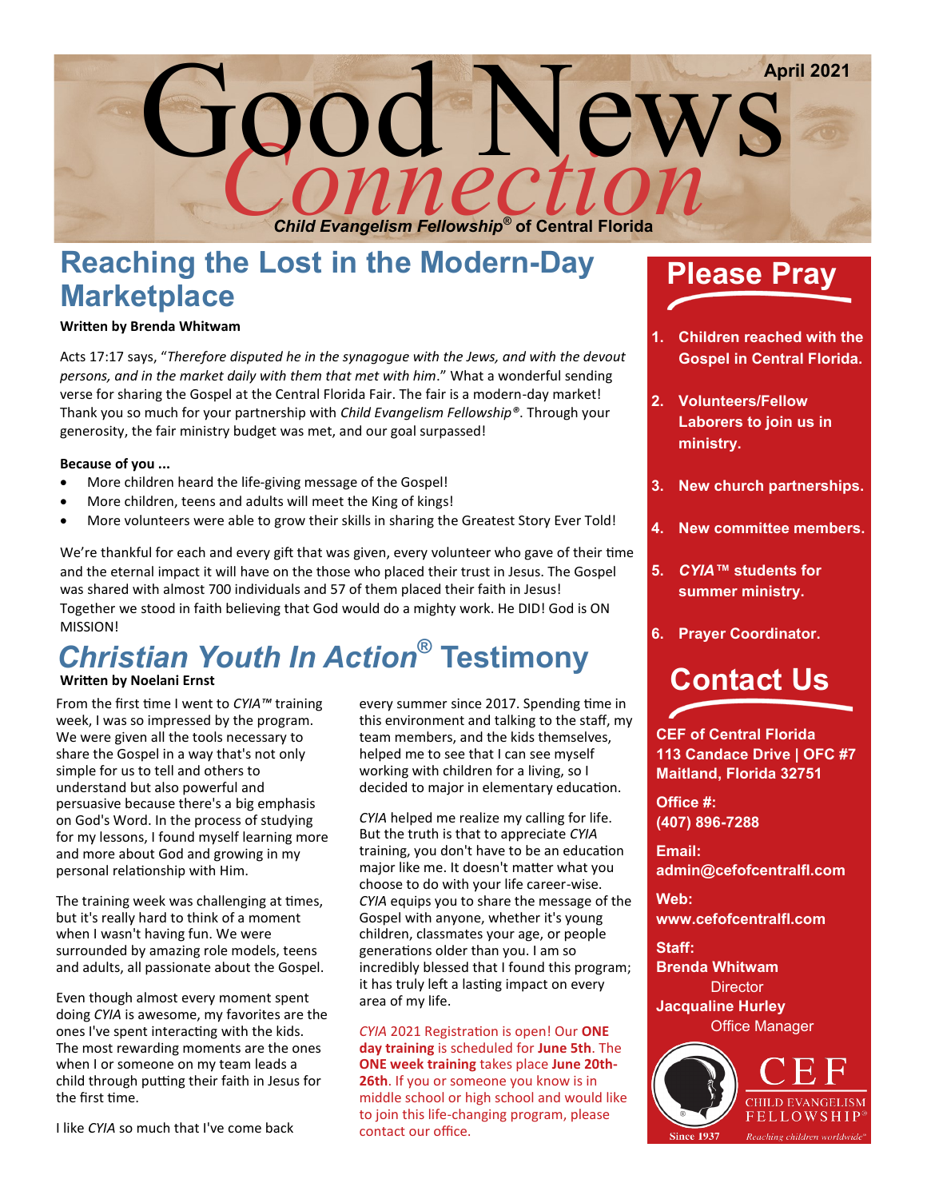# Good News Connection

April 2021

*Child Evangelism Fellowship®* of Central Florida

## Reaching the Lost in the Modern-Day Marketplace

**Written by Brenda Whitwam**

Acts 17:17 says, "*Therefore disputed he in the synagogue with the Jews, and with the devout persons, and in the market daily with them that met with him*." What a wonderful sending verse for sharing the Gospel at the Central Florida Fair. The fair is a modern-day market! Thank you so much for your partnership with *Child Evangelism Fellowship®*. Through your generosity, the fair ministry budget was met, and our goal surpassed!

**Because of you ...**

- More children heard the life-giving message of the Gospel!
- More children, teens and adults will meet the King of kings!
- More volunteers were able to grow their skills in sharing the Greatest Story Ever Told!

We're thankful for each and every gift that was given, every volunteer who gave of their time and the eternal impact it will have on the those who placed their trust in Jesus. The Gospel was shared with almost 700 individuals and 57 of them placed their faith in Jesus! Together we stood in faith believing that God would do a mighty work. He DID! God is ON MISSION!

## *Christian Youth In Action®* Testimony

**Written by Noelani Ernst**

From the first time I went to *CYIA™* training week, I was so impressed by the program. We were given all the tools necessary to share the Gospel in a way that's not only simple for us to tell and others to understand but also powerful and persuasive because there's a big emphasis on God's Word. In the process of studying for my lessons, I found myself learning more and more about God and growing in my personal relationship with Him.

The training week was challenging at times, but it's really hard to think of a moment when I wasn't having fun. We were surrounded by amazing role models, teens and adults, all passionate about the Gospel.

Even though almost every moment spent doing *CYIA* is awesome, my favorites are the ones I've spent interacting with the kids. The most rewarding moments are the ones when I or someone on my team leads a child through putting their faith in Jesus for the first time.

I like *CYIA* so much that I've come back every summer since 2017. Spending time in this environment and talking to the staff, my team members, and the kids themselves, helped me to see that I can see myself working with children for a living, so I decided to major in elementary education.

*CYIA* helped me realize my calling for life. But the truth is that to appreciate *CYIA* training, you don't have to be an education major like me. It doesn't matter what you choose to do with your life career-wise. *CYIA* equips you to share the message of the Gospel with anyone, whether it's young children, classmates your age, or people generations older than you. I am so incredibly blessed that I found this program; it has truly left a lasting impact on every area of my life.

*CYIA* 2021 Registration is open! Our **ONE day training** is scheduled for **June 5th**. The **ONE week training** takes place **June 20th-26th**. If you or someone you know is in middle school or high school and would like to join this life-changing program, please contact our office.

## Please Pray

1. **Children reached with the Gospel in Central Florida.**
2. **Volunteers/Fellow Laborers to join us in ministry.**
3. **New church partnerships.**
4. **New committee members.**
5. ***CYIA™* students for summer ministry.**
6. **Prayer Coordinator.**

## Contact Us

**CEF of Central Florida**
**113 Candace Drive | OFC #7**
**Maitland, Florida 32751**

**Office #:**
**(407) 896-7288**

**Email:**
**admin@cefofcentralfl.com**

**Web:**
**www.cefofcentralfl.com**

**Staff:**
**Brenda Whitwam**
Director
**Jacqualine Hurley**
Office Manager

CEF Child Evangelism Fellowship® — Since 1937 — Reaching children worldwide®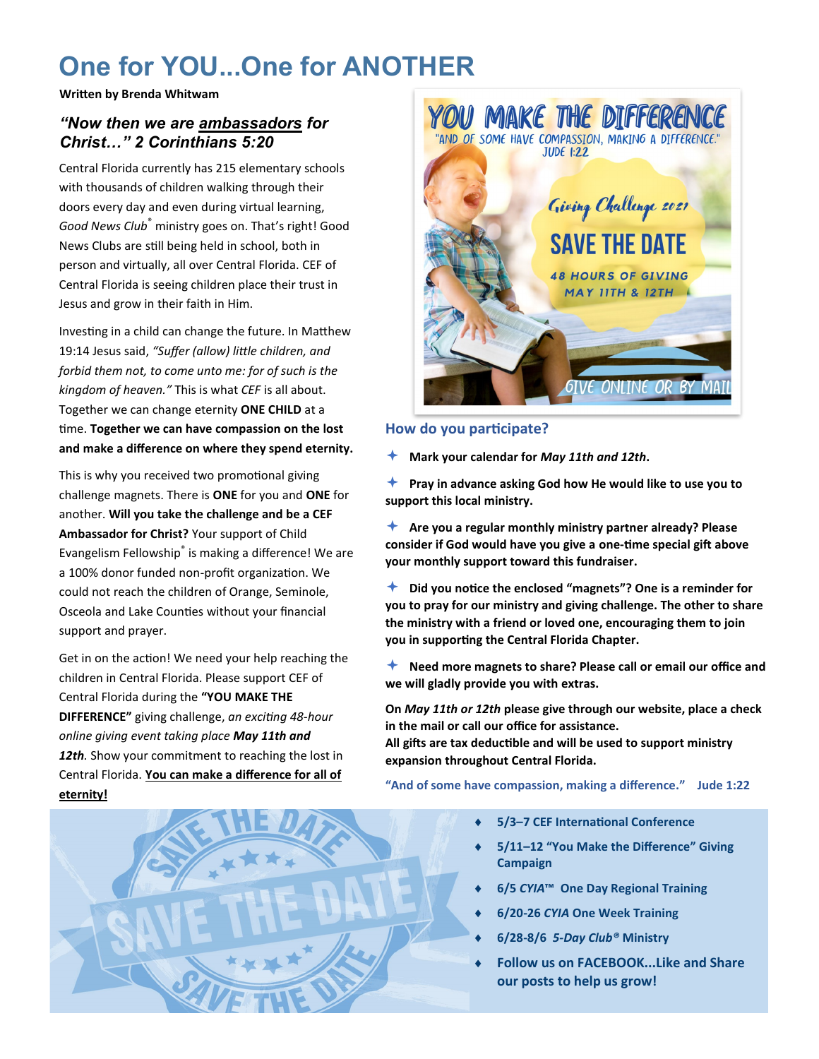# One for YOU...One for ANOTHER

**Written by Brenda Whitwam**

### *"Now then we are ambassadors for Christ…" 2 Corinthians 5:20*

Central Florida currently has 215 elementary schools with thousands of children walking through their doors every day and even during virtual learning, *Good News Club*® ministry goes on. That's right! Good News Clubs are still being held in school, both in person and virtually, all over Central Florida. CEF of Central Florida is seeing children place their trust in Jesus and grow in their faith in Him.

Investing in a child can change the future. In Matthew 19:14 Jesus said, *"Suffer (allow) little children, and forbid them not, to come unto me: for of such is the kingdom of heaven."* This is what *CEF* is all about. Together we can change eternity **ONE CHILD** at a time. **Together we can have compassion on the lost and make a difference on where they spend eternity.**

This is why you received two promotional giving challenge magnets. There is **ONE** for you and **ONE** for another. **Will you take the challenge and be a CEF Ambassador for Christ?** Your support of Child Evangelism Fellowship® is making a difference! We are a 100% donor funded non-profit organization. We could not reach the children of Orange, Seminole, Osceola and Lake Counties without your financial support and prayer.

Get in on the action! We need your help reaching the children in Central Florida. Please support CEF of Central Florida during the **"YOU MAKE THE DIFFERENCE"** giving challenge, *an exciting 48-hour online giving event taking place **May 11th and 12th***. Show your commitment to reaching the lost in Central Florida. **You can make a difference for all of eternity!**

YOU MAKE THE DIFFERENCE
"AND OF SOME HAVE COMPASSION, MAKING A DIFFERENCE." JUDE 1:22
Giving Challenge 2021
SAVE THE DATE
48 HOURS OF GIVING
MAY 11TH & 12TH
GIVE ONLINE OR BY MAIL

## How do you participate?

- **Mark your calendar for *May 11th and 12th*.**
- **Pray in advance asking God how He would like to use you to support this local ministry.**
- **Are you a regular monthly ministry partner already? Please consider if God would have you give a one-time special gift above your monthly support toward this fundraiser.**
- **Did you notice the enclosed "magnets"? One is a reminder for you to pray for our ministry and giving challenge. The other to share the ministry with a friend or loved one, encouraging them to join you in supporting the Central Florida Chapter.**
- **Need more magnets to share? Please call or email our office and we will gladly provide you with extras.**

**On *May 11th or 12th* please give through our website, place a check in the mail or call our office for assistance.**
**All gifts are tax deductible and will be used to support ministry expansion throughout Central Florida.**

**"And of some have compassion, making a difference." Jude 1:22**

SAVE THE DATE

- **5/3–7 CEF International Conference**
- **5/11–12 "You Make the Difference" Giving Campaign**
- **6/5 *CYIA*™ One Day Regional Training**
- **6/20-26 *CYIA* One Week Training**
- **6/28-8/6 *5-Day Club*® Ministry**
- **Follow us on FACEBOOK...Like and Share our posts to help us grow!**